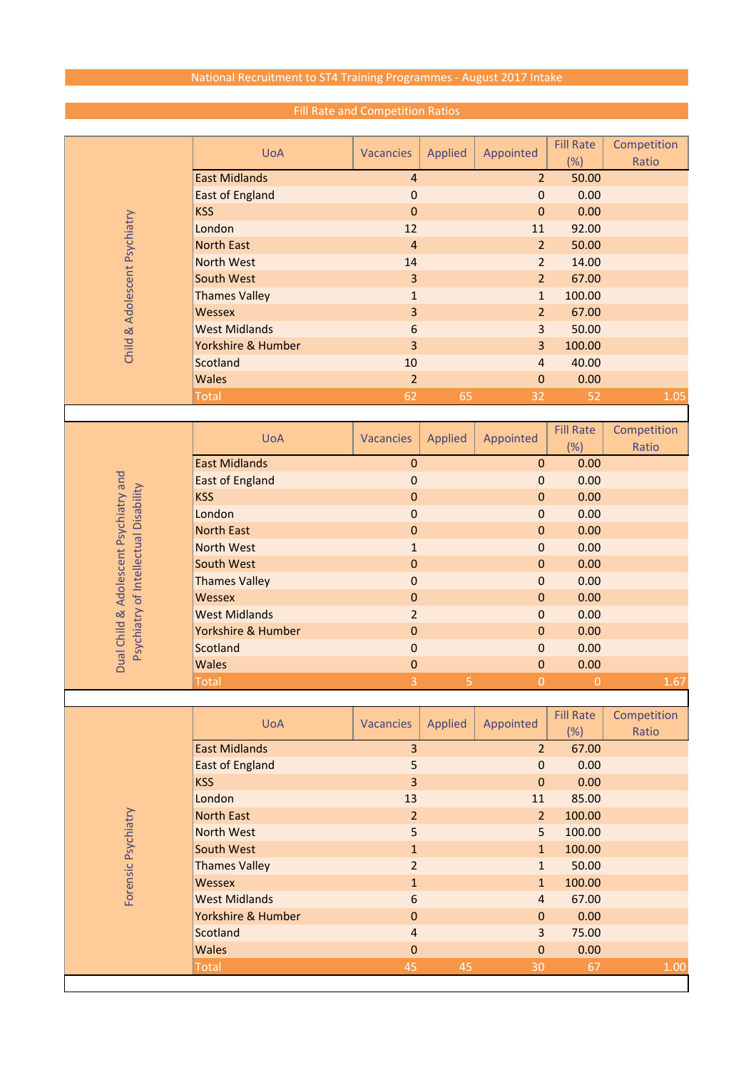# National Recruitment to ST4 Training Programmes - August 2017 Intake

## Fill Rate and Competition Ratios

### Child & Adolescent Psychiatry

| UoA | Vacancies | Applied | Appointed | Fill Rate (%) | Competition Ratio |
|---|---|---|---|---|---|
| East Midlands | 4 | | 2 | 50.00 | |
| East of England | 0 | | 0 | 0.00 | |
| KSS | 0 | | 0 | 0.00 | |
| London | 12 | | 11 | 92.00 | |
| North East | 4 | | 2 | 50.00 | |
| North West | 14 | | 2 | 14.00 | |
| South West | 3 | | 2 | 67.00 | |
| Thames Valley | 1 | | 1 | 100.00 | |
| Wessex | 3 | | 2 | 67.00 | |
| West Midlands | 6 | | 3 | 50.00 | |
| Yorkshire & Humber | 3 | | 3 | 100.00 | |
| Scotland | 10 | | 4 | 40.00 | |
| Wales | 2 | | 0 | 0.00 | |
| Total | 62 | 65 | 32 | 52 | 1.05 |

### Dual Child & Adolescent Psychiatry and Psychiatry of Intellectual Disability

| UoA | Vacancies | Applied | Appointed | Fill Rate (%) | Competition Ratio |
|---|---|---|---|---|---|
| East Midlands | 0 | | 0 | 0.00 | |
| East of England | 0 | | 0 | 0.00 | |
| KSS | 0 | | 0 | 0.00 | |
| London | 0 | | 0 | 0.00 | |
| North East | 0 | | 0 | 0.00 | |
| North West | 1 | | 0 | 0.00 | |
| South West | 0 | | 0 | 0.00 | |
| Thames Valley | 0 | | 0 | 0.00 | |
| Wessex | 0 | | 0 | 0.00 | |
| West Midlands | 2 | | 0 | 0.00 | |
| Yorkshire & Humber | 0 | | 0 | 0.00 | |
| Scotland | 0 | | 0 | 0.00 | |
| Wales | 0 | | 0 | 0.00 | |
| Total | 3 | 5 | 0 | 0 | 1.67 |

### Forensic Psychiatry

| UoA | Vacancies | Applied | Appointed | Fill Rate (%) | Competition Ratio |
|---|---|---|---|---|---|
| East Midlands | 3 | | 2 | 67.00 | |
| East of England | 5 | | 0 | 0.00 | |
| KSS | 3 | | 0 | 0.00 | |
| London | 13 | | 11 | 85.00 | |
| North East | 2 | | 2 | 100.00 | |
| North West | 5 | | 5 | 100.00 | |
| South West | 1 | | 1 | 100.00 | |
| Thames Valley | 2 | | 1 | 50.00 | |
| Wessex | 1 | | 1 | 100.00 | |
| West Midlands | 6 | | 4 | 67.00 | |
| Yorkshire & Humber | 0 | | 0 | 0.00 | |
| Scotland | 4 | | 3 | 75.00 | |
| Wales | 0 | | 0 | 0.00 | |
| Total | 45 | 45 | 30 | 67 | 1.00 |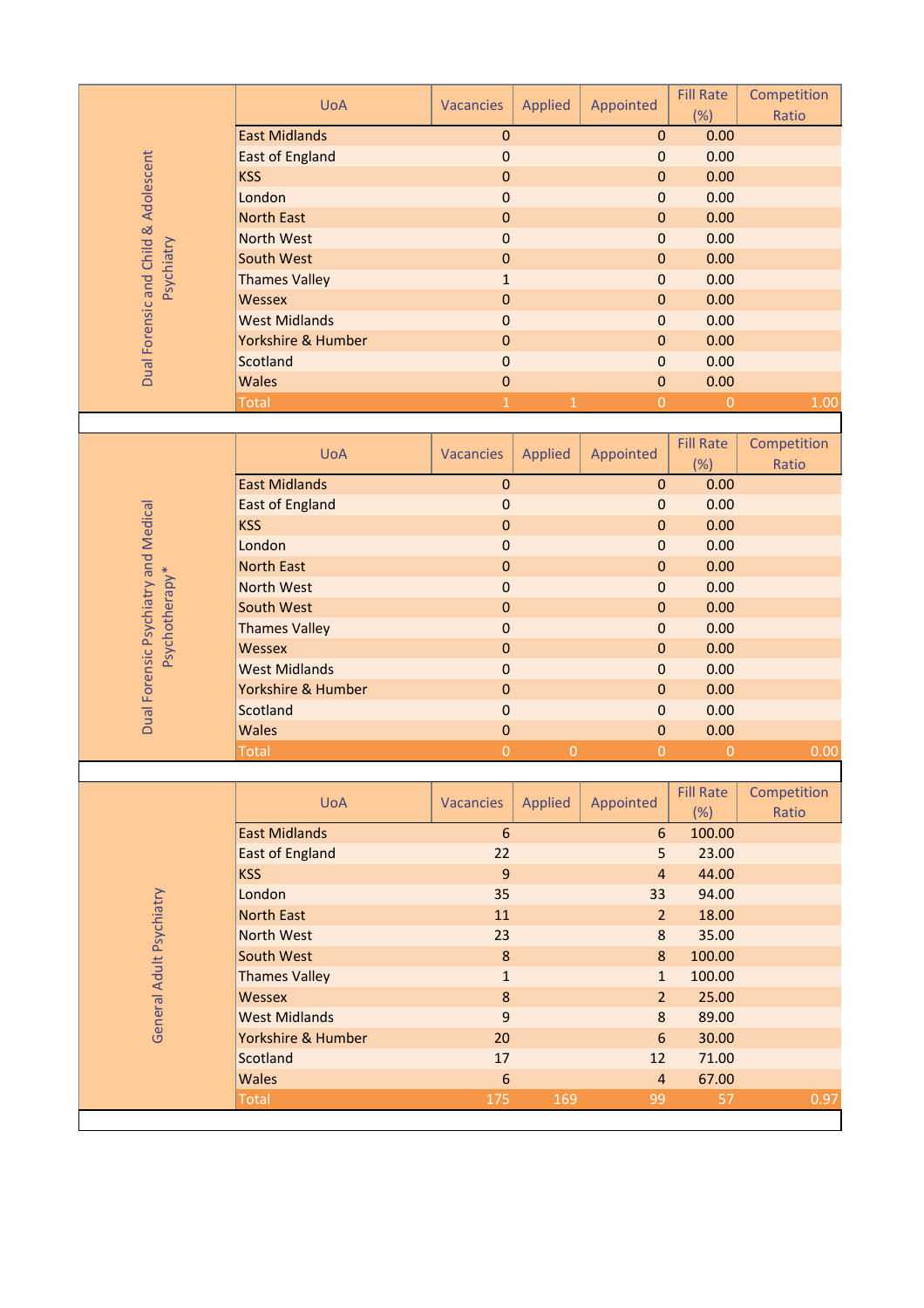## Dual Forensic and Child & Adolescent Psychiatry

| UoA | Vacancies | Applied | Appointed | Fill Rate (%) | Competition Ratio |
|---|---|---|---|---|---|
| East Midlands | 0 | | 0 | 0.00 | |
| East of England | 0 | | 0 | 0.00 | |
| KSS | 0 | | 0 | 0.00 | |
| London | 0 | | 0 | 0.00 | |
| North East | 0 | | 0 | 0.00 | |
| North West | 0 | | 0 | 0.00 | |
| South West | 0 | | 0 | 0.00 | |
| Thames Valley | 1 | | 0 | 0.00 | |
| Wessex | 0 | | 0 | 0.00 | |
| West Midlands | 0 | | 0 | 0.00 | |
| Yorkshire & Humber | 0 | | 0 | 0.00 | |
| Scotland | 0 | | 0 | 0.00 | |
| Wales | 0 | | 0 | 0.00 | |
| Total | 1 | 1 | 0 | 0 | 1.00 |

## Dual Forensic Psychiatry and Medical Psychotherapy*

| UoA | Vacancies | Applied | Appointed | Fill Rate (%) | Competition Ratio |
|---|---|---|---|---|---|
| East Midlands | 0 | | 0 | 0.00 | |
| East of England | 0 | | 0 | 0.00 | |
| KSS | 0 | | 0 | 0.00 | |
| London | 0 | | 0 | 0.00 | |
| North East | 0 | | 0 | 0.00 | |
| North West | 0 | | 0 | 0.00 | |
| South West | 0 | | 0 | 0.00 | |
| Thames Valley | 0 | | 0 | 0.00 | |
| Wessex | 0 | | 0 | 0.00 | |
| West Midlands | 0 | | 0 | 0.00 | |
| Yorkshire & Humber | 0 | | 0 | 0.00 | |
| Scotland | 0 | | 0 | 0.00 | |
| Wales | 0 | | 0 | 0.00 | |
| Total | 0 | 0 | 0 | 0 | 0.00 |

## General Adult Psychiatry

| UoA | Vacancies | Applied | Appointed | Fill Rate (%) | Competition Ratio |
|---|---|---|---|---|---|
| East Midlands | 6 | | 6 | 100.00 | |
| East of England | 22 | | 5 | 23.00 | |
| KSS | 9 | | 4 | 44.00 | |
| London | 35 | | 33 | 94.00 | |
| North East | 11 | | 2 | 18.00 | |
| North West | 23 | | 8 | 35.00 | |
| South West | 8 | | 8 | 100.00 | |
| Thames Valley | 1 | | 1 | 100.00 | |
| Wessex | 8 | | 2 | 25.00 | |
| West Midlands | 9 | | 8 | 89.00 | |
| Yorkshire & Humber | 20 | | 6 | 30.00 | |
| Scotland | 17 | | 12 | 71.00 | |
| Wales | 6 | | 4 | 67.00 | |
| Total | 175 | 169 | 99 | 57 | 0.97 |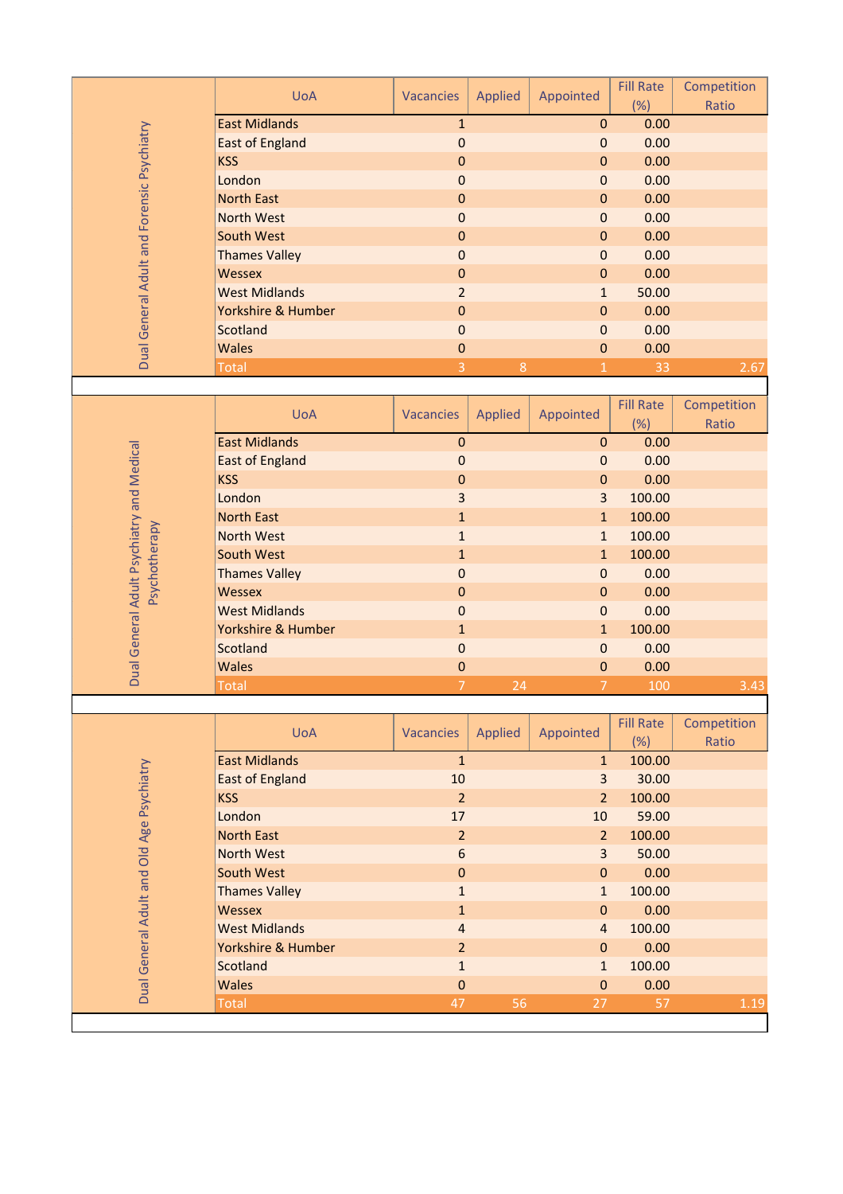## Dual General Adult and Forensic Psychiatry

| UoA | Vacancies | Applied | Appointed | Fill Rate (%) | Competition Ratio |
|---|---|---|---|---|---|
| East Midlands | 1 | | 0 | 0.00 | |
| East of England | 0 | | 0 | 0.00 | |
| KSS | 0 | | 0 | 0.00 | |
| London | 0 | | 0 | 0.00 | |
| North East | 0 | | 0 | 0.00 | |
| North West | 0 | | 0 | 0.00 | |
| South West | 0 | | 0 | 0.00 | |
| Thames Valley | 0 | | 0 | 0.00 | |
| Wessex | 0 | | 0 | 0.00 | |
| West Midlands | 2 | | 1 | 50.00 | |
| Yorkshire & Humber | 0 | | 0 | 0.00 | |
| Scotland | 0 | | 0 | 0.00 | |
| Wales | 0 | | 0 | 0.00 | |
| Total | 3 | 8 | 1 | 33 | 2.67 |

## Dual General Adult Psychiatry and Medical Psychotherapy

| UoA | Vacancies | Applied | Appointed | Fill Rate (%) | Competition Ratio |
|---|---|---|---|---|---|
| East Midlands | 0 | | 0 | 0.00 | |
| East of England | 0 | | 0 | 0.00 | |
| KSS | 0 | | 0 | 0.00 | |
| London | 3 | | 3 | 100.00 | |
| North East | 1 | | 1 | 100.00 | |
| North West | 1 | | 1 | 100.00 | |
| South West | 1 | | 1 | 100.00 | |
| Thames Valley | 0 | | 0 | 0.00 | |
| Wessex | 0 | | 0 | 0.00 | |
| West Midlands | 0 | | 0 | 0.00 | |
| Yorkshire & Humber | 1 | | 1 | 100.00 | |
| Scotland | 0 | | 0 | 0.00 | |
| Wales | 0 | | 0 | 0.00 | |
| Total | 7 | 24 | 7 | 100 | 3.43 |

## Dual General Adult and Old Age Psychiatry

| UoA | Vacancies | Applied | Appointed | Fill Rate (%) | Competition Ratio |
|---|---|---|---|---|---|
| East Midlands | 1 | | 1 | 100.00 | |
| East of England | 10 | | 3 | 30.00 | |
| KSS | 2 | | 2 | 100.00 | |
| London | 17 | | 10 | 59.00 | |
| North East | 2 | | 2 | 100.00 | |
| North West | 6 | | 3 | 50.00 | |
| South West | 0 | | 0 | 0.00 | |
| Thames Valley | 1 | | 1 | 100.00 | |
| Wessex | 1 | | 0 | 0.00 | |
| West Midlands | 4 | | 4 | 100.00 | |
| Yorkshire & Humber | 2 | | 0 | 0.00 | |
| Scotland | 1 | | 1 | 100.00 | |
| Wales | 0 | | 0 | 0.00 | |
| Total | 47 | 56 | 27 | 57 | 1.19 |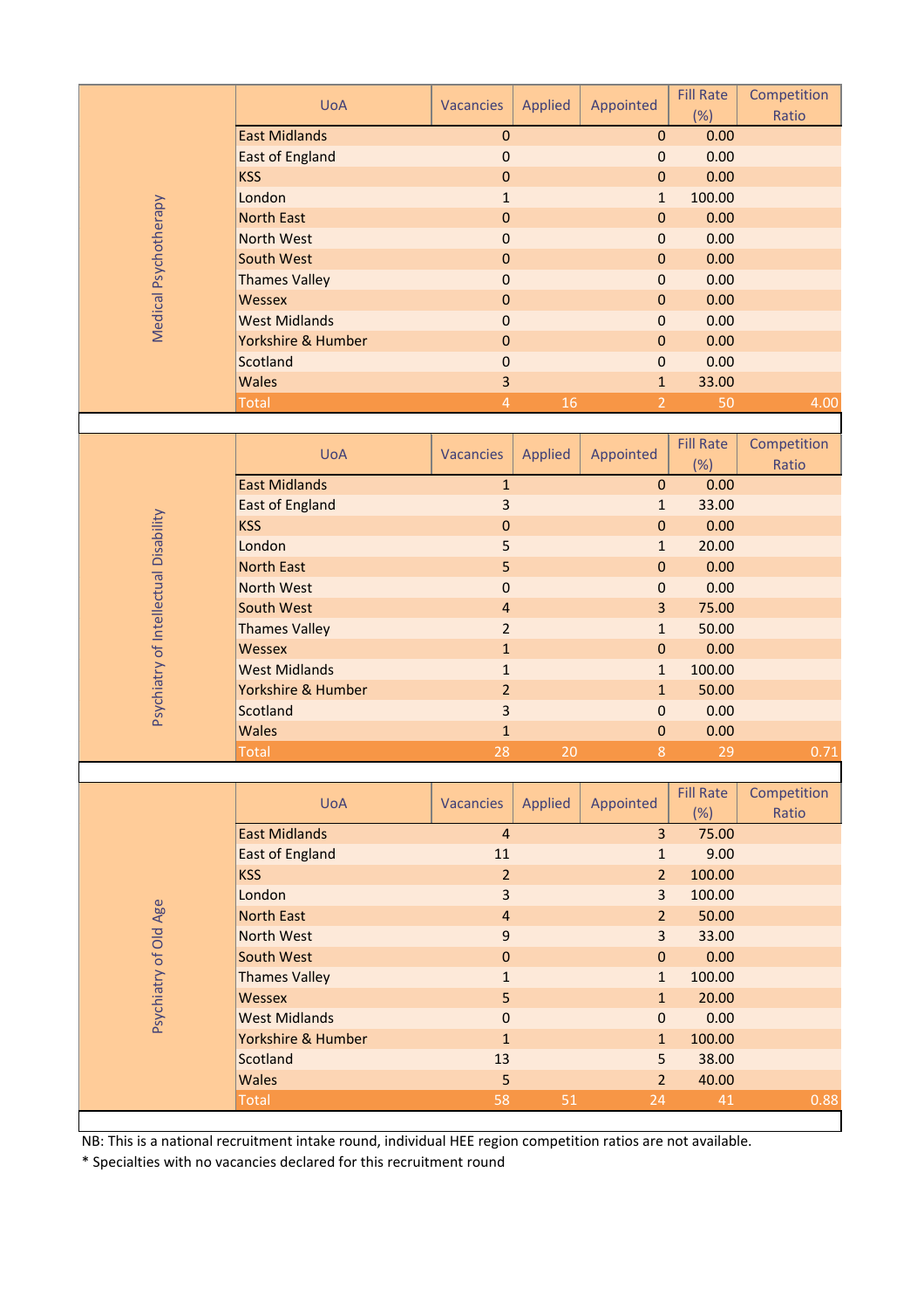| Medical Psychotherapy | UoA | Vacancies | Applied | Appointed | Fill Rate (%) | Competition Ratio |
|---|---|---|---|---|---|---|
| | East Midlands | 0 | | 0 | 0.00 | |
| | East of England | 0 | | 0 | 0.00 | |
| | KSS | 0 | | 0 | 0.00 | |
| | London | 1 | | 1 | 100.00 | |
| | North East | 0 | | 0 | 0.00 | |
| | North West | 0 | | 0 | 0.00 | |
| | South West | 0 | | 0 | 0.00 | |
| | Thames Valley | 0 | | 0 | 0.00 | |
| | Wessex | 0 | | 0 | 0.00 | |
| | West Midlands | 0 | | 0 | 0.00 | |
| | Yorkshire & Humber | 0 | | 0 | 0.00 | |
| | Scotland | 0 | | 0 | 0.00 | |
| | Wales | 3 | | 1 | 33.00 | |
| | Total | 4 | 16 | 2 | 50 | 4.00 |

| Psychiatry of Intellectual Disability | UoA | Vacancies | Applied | Appointed | Fill Rate (%) | Competition Ratio |
|---|---|---|---|---|---|---|
| | East Midlands | 1 | | 0 | 0.00 | |
| | East of England | 3 | | 1 | 33.00 | |
| | KSS | 0 | | 0 | 0.00 | |
| | London | 5 | | 1 | 20.00 | |
| | North East | 5 | | 0 | 0.00 | |
| | North West | 0 | | 0 | 0.00 | |
| | South West | 4 | | 3 | 75.00 | |
| | Thames Valley | 2 | | 1 | 50.00 | |
| | Wessex | 1 | | 0 | 0.00 | |
| | West Midlands | 1 | | 1 | 100.00 | |
| | Yorkshire & Humber | 2 | | 1 | 50.00 | |
| | Scotland | 3 | | 0 | 0.00 | |
| | Wales | 1 | | 0 | 0.00 | |
| | Total | 28 | 20 | 8 | 29 | 0.71 |

| Psychiatry of Old Age | UoA | Vacancies | Applied | Appointed | Fill Rate (%) | Competition Ratio |
|---|---|---|---|---|---|---|
| | East Midlands | 4 | | 3 | 75.00 | |
| | East of England | 11 | | 1 | 9.00 | |
| | KSS | 2 | | 2 | 100.00 | |
| | London | 3 | | 3 | 100.00 | |
| | North East | 4 | | 2 | 50.00 | |
| | North West | 9 | | 3 | 33.00 | |
| | South West | 0 | | 0 | 0.00 | |
| | Thames Valley | 1 | | 1 | 100.00 | |
| | Wessex | 5 | | 1 | 20.00 | |
| | West Midlands | 0 | | 0 | 0.00 | |
| | Yorkshire & Humber | 1 | | 1 | 100.00 | |
| | Scotland | 13 | | 5 | 38.00 | |
| | Wales | 5 | | 2 | 40.00 | |
| | Total | 58 | 51 | 24 | 41 | 0.88 |

NB: This is a national recruitment intake round, individual HEE region competition ratios are not available.

* Specialties with no vacancies declared for this recruitment round